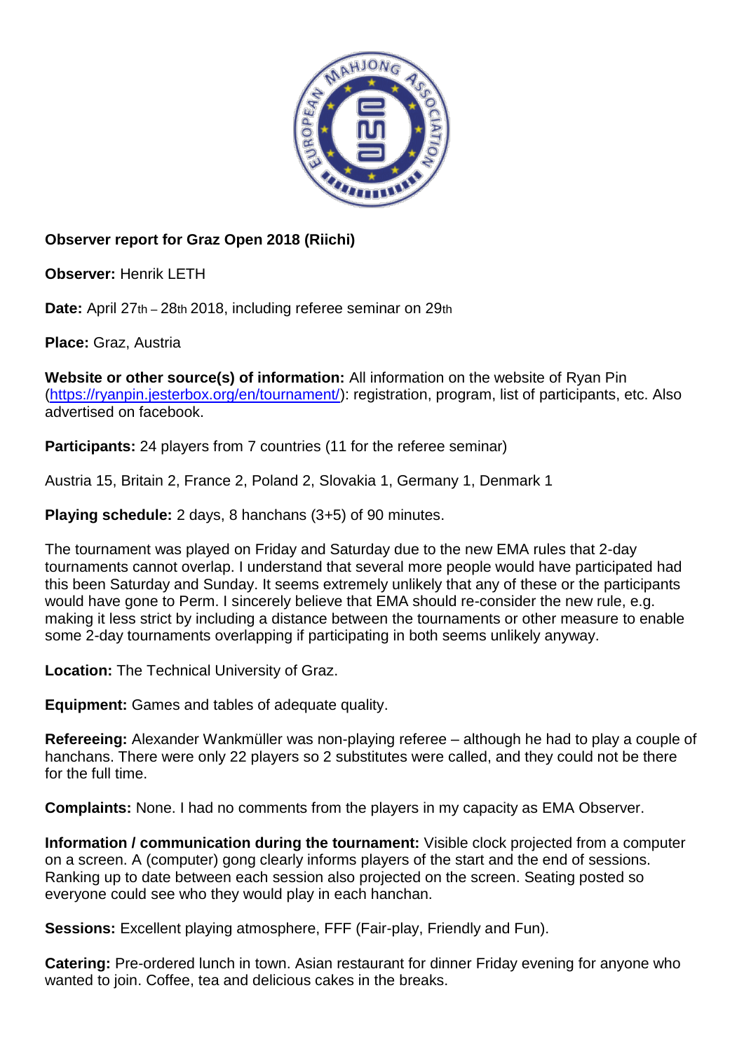**Observer report for Graz Open 2018 (Riichi)**

**Observer:** Henrik LETH

**Date:** April 27th – 28th 2018, including referee seminar on 29th

**Place:** Graz, Austria

**Website or other source(s) of information:** All information on the website of Ryan Pin (https://ryanpin.jesterbox.org/en/tournament/): registration, program, list of participants, etc. Also advertised on facebook.

**Participants:** 24 players from 7 countries (11 for the referee seminar)

Austria 15, Britain 2, France 2, Poland 2, Slovakia 1, Germany 1, Denmark 1

**Playing schedule:** 2 days, 8 hanchans (3+5) of 90 minutes.

The tournament was played on Friday and Saturday due to the new EMA rules that 2-day tournaments cannot overlap. I understand that several more people would have participated had this been Saturday and Sunday. It seems extremely unlikely that any of these or the participants would have gone to Perm. I sincerely believe that EMA should re-consider the new rule, e.g. making it less strict by including a distance between the tournaments or other measure to enable some 2-day tournaments overlapping if participating in both seems unlikely anyway.

**Location:** The Technical University of Graz.

**Equipment:** Games and tables of adequate quality.

**Refereeing:** Alexander Wankmüller was non-playing referee – although he had to play a couple of hanchans. There were only 22 players so 2 substitutes were called, and they could not be there for the full time.

**Complaints:** None. I had no comments from the players in my capacity as EMA Observer.

**Information / communication during the tournament:** Visible clock projected from a computer on a screen. A (computer) gong clearly informs players of the start and the end of sessions. Ranking up to date between each session also projected on the screen. Seating posted so everyone could see who they would play in each hanchan.

**Sessions:** Excellent playing atmosphere, FFF (Fair-play, Friendly and Fun).

**Catering:** Pre-ordered lunch in town. Asian restaurant for dinner Friday evening for anyone who wanted to join. Coffee, tea and delicious cakes in the breaks.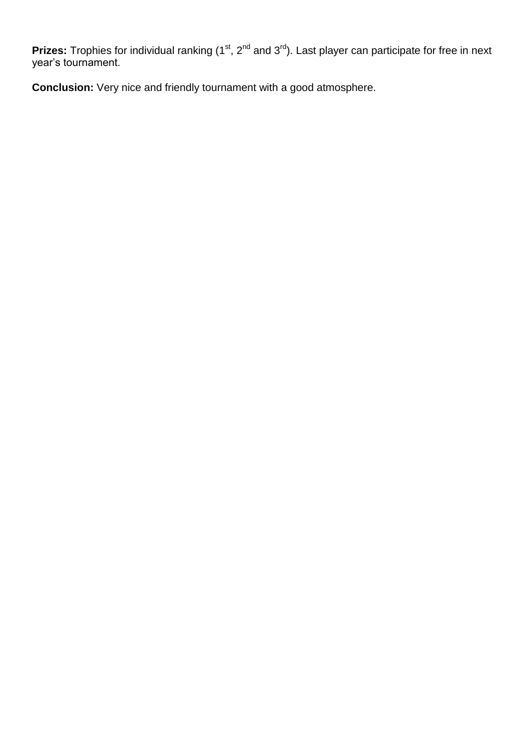**Prizes:** Trophies for individual ranking (1st, 2nd and 3rd). Last player can participate for free in next year's tournament.

**Conclusion:** Very nice and friendly tournament with a good atmosphere.